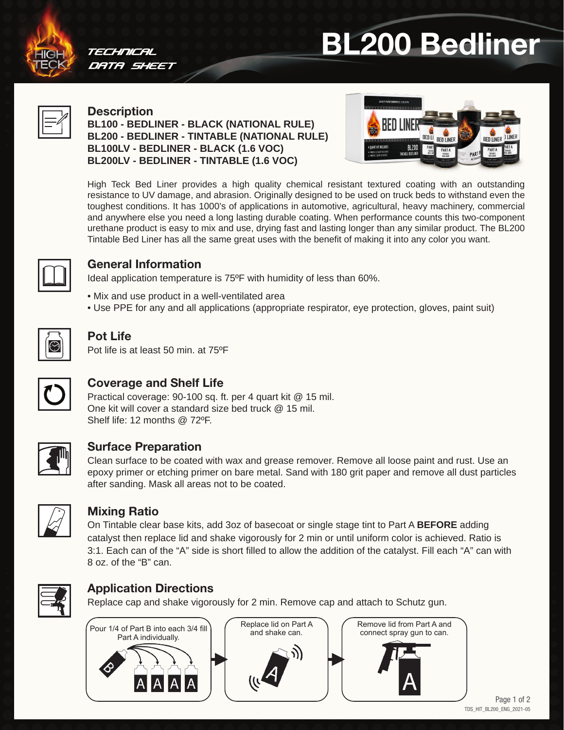# BL200 Bedliner

TECHNICAL DATA SHEET

## Description

**BL100 - BEDLINER - BLACK (NATIONAL RULE)**
**BL200 - BEDLINER - TINTABLE (NATIONAL RULE)**
**BL100LV - BEDLINER - BLACK (1.6 VOC)**
**BL200LV - BEDLINER - TINTABLE (1.6 VOC)**

High Teck Bed Liner provides a high quality chemical resistant textured coating with an outstanding resistance to UV damage, and abrasion. Originally designed to be used on truck beds to withstand even the toughest conditions. It has 1000's of applications in automotive, agricultural, heavy machinery, commercial and anywhere else you need a long lasting durable coating. When performance counts this two-component urethane product is easy to mix and use, drying fast and lasting longer than any similar product. The BL200 Tintable Bed Liner has all the same great uses with the benefit of making it into any color you want.

## General Information

Ideal application temperature is 75ºF with humidity of less than 60%.

- Mix and use product in a well-ventilated area
- Use PPE for any and all applications (appropriate respirator, eye protection, gloves, paint suit)

## Pot Life

Pot life is at least 50 min. at 75ºF

## Coverage and Shelf Life

Practical coverage: 90-100 sq. ft. per 4 quart kit @ 15 mil.
One kit will cover a standard size bed truck @ 15 mil.
Shelf life: 12 months @ 72ºF.

## Surface Preparation

Clean surface to be coated with wax and grease remover. Remove all loose paint and rust. Use an epoxy primer or etching primer on bare metal. Sand with 180 grit paper and remove all dust particles after sanding. Mask all areas not to be coated.

## Mixing Ratio

On Tintable clear base kits, add 3oz of basecoat or single stage tint to Part A **BEFORE** adding catalyst then replace lid and shake vigorously for 2 min or until uniform color is achieved. Ratio is 3:1. Each can of the "A" side is short filled to allow the addition of the catalyst. Fill each "A" can with 8 oz. of the "B" can.

## Application Directions

Replace cap and shake vigorously for 2 min. Remove cap and attach to Schutz gun.

1. Pour 1/4 of Part B into each 3/4 fill Part A individually.
2. Replace lid on Part A and shake can.
3. Remove lid from Part A and connect spray gun to can.

TDS_HIT_BL200_ENG_2021-05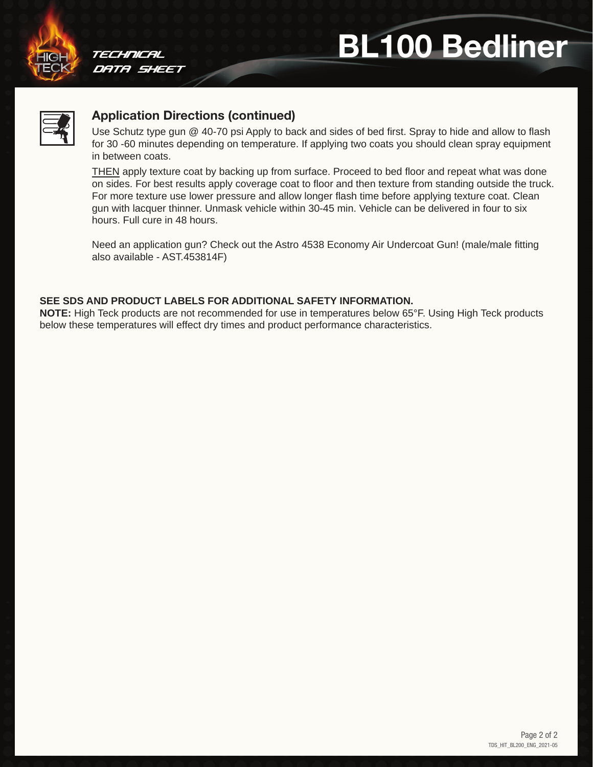# BL100 Bedliner

TECHNICAL DATA SHEET

## Application Directions (continued)

Use Schutz type gun @ 40-70 psi Apply to back and sides of bed first. Spray to hide and allow to flash for 30 -60 minutes depending on temperature. If applying two coats you should clean spray equipment in between coats.

THEN apply texture coat by backing up from surface. Proceed to bed floor and repeat what was done on sides. For best results apply coverage coat to floor and then texture from standing outside the truck. For more texture use lower pressure and allow longer flash time before applying texture coat. Clean gun with lacquer thinner. Unmask vehicle within 30-45 min. Vehicle can be delivered in four to six hours. Full cure in 48 hours.

Need an application gun? Check out the Astro 4538 Economy Air Undercoat Gun! (male/male fitting also available - AST.453814F)

**SEE SDS AND PRODUCT LABELS FOR ADDITIONAL SAFETY INFORMATION.**

**NOTE:** High Teck products are not recommended for use in temperatures below 65°F. Using High Teck products below these temperatures will effect dry times and product performance characteristics.

TDS_HIT_BL200_ENG_2021-05